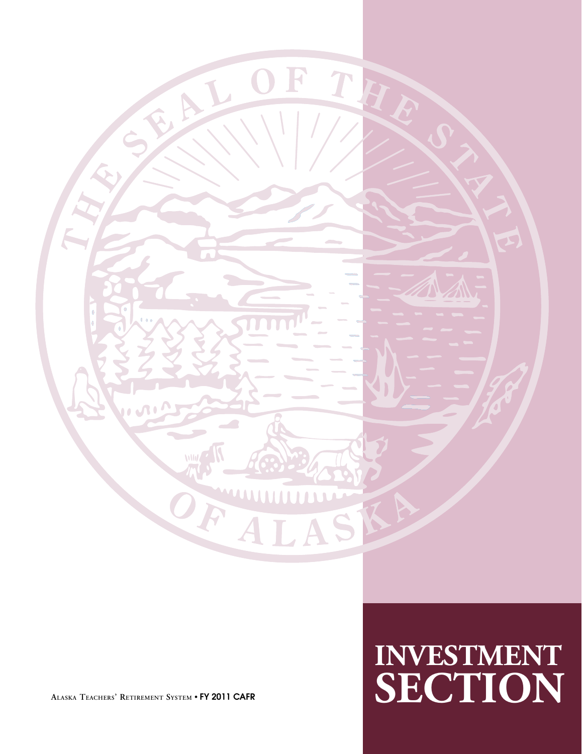Alaska Teachers' Retirement System • FY 2011 CAFR

# INVESTMENT SECTION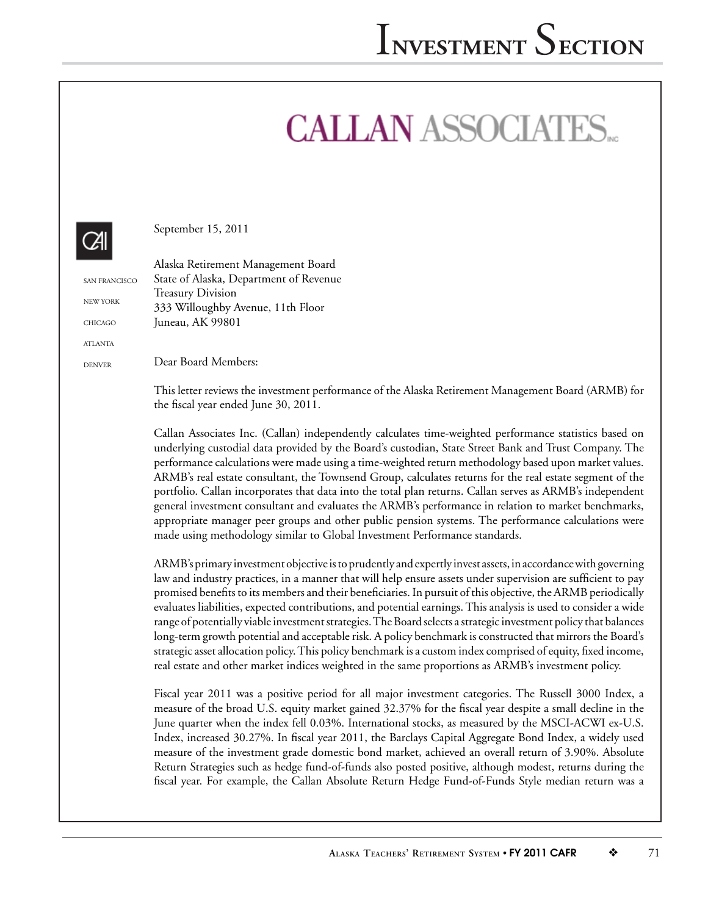# CALLAN ASSOCIATES INC

SAN FRANCISCO

NEW YORK

CHICAGO

ATLANTA

DENVER

September 15, 2011

Alaska Retirement Management Board
State of Alaska, Department of Revenue
Treasury Division
333 Willoughby Avenue, 11th Floor
Juneau, AK 99801

Dear Board Members:

This letter reviews the investment performance of the Alaska Retirement Management Board (ARMB) for the fiscal year ended June 30, 2011.

Callan Associates Inc. (Callan) independently calculates time-weighted performance statistics based on underlying custodial data provided by the Board's custodian, State Street Bank and Trust Company. The performance calculations were made using a time-weighted return methodology based upon market values. ARMB's real estate consultant, the Townsend Group, calculates returns for the real estate segment of the portfolio. Callan incorporates that data into the total plan returns. Callan serves as ARMB's independent general investment consultant and evaluates the ARMB's performance in relation to market benchmarks, appropriate manager peer groups and other public pension systems. The performance calculations were made using methodology similar to Global Investment Performance standards.

ARMB's primary investment objective is to prudently and expertly invest assets, in accordance with governing law and industry practices, in a manner that will help ensure assets under supervision are sufficient to pay promised benefits to its members and their beneficiaries. In pursuit of this objective, the ARMB periodically evaluates liabilities, expected contributions, and potential earnings. This analysis is used to consider a wide range of potentially viable investment strategies. The Board selects a strategic investment policy that balances long-term growth potential and acceptable risk. A policy benchmark is constructed that mirrors the Board's strategic asset allocation policy. This policy benchmark is a custom index comprised of equity, fixed income, real estate and other market indices weighted in the same proportions as ARMB's investment policy.

Fiscal year 2011 was a positive period for all major investment categories. The Russell 3000 Index, a measure of the broad U.S. equity market gained 32.37% for the fiscal year despite a small decline in the June quarter when the index fell 0.03%. International stocks, as measured by the MSCI-ACWI ex-U.S. Index, increased 30.27%. In fiscal year 2011, the Barclays Capital Aggregate Bond Index, a widely used measure of the investment grade domestic bond market, achieved an overall return of 3.90%. Absolute Return Strategies such as hedge fund-of-funds also posted positive, although modest, returns during the fiscal year. For example, the Callan Absolute Return Hedge Fund-of-Funds Style median return was a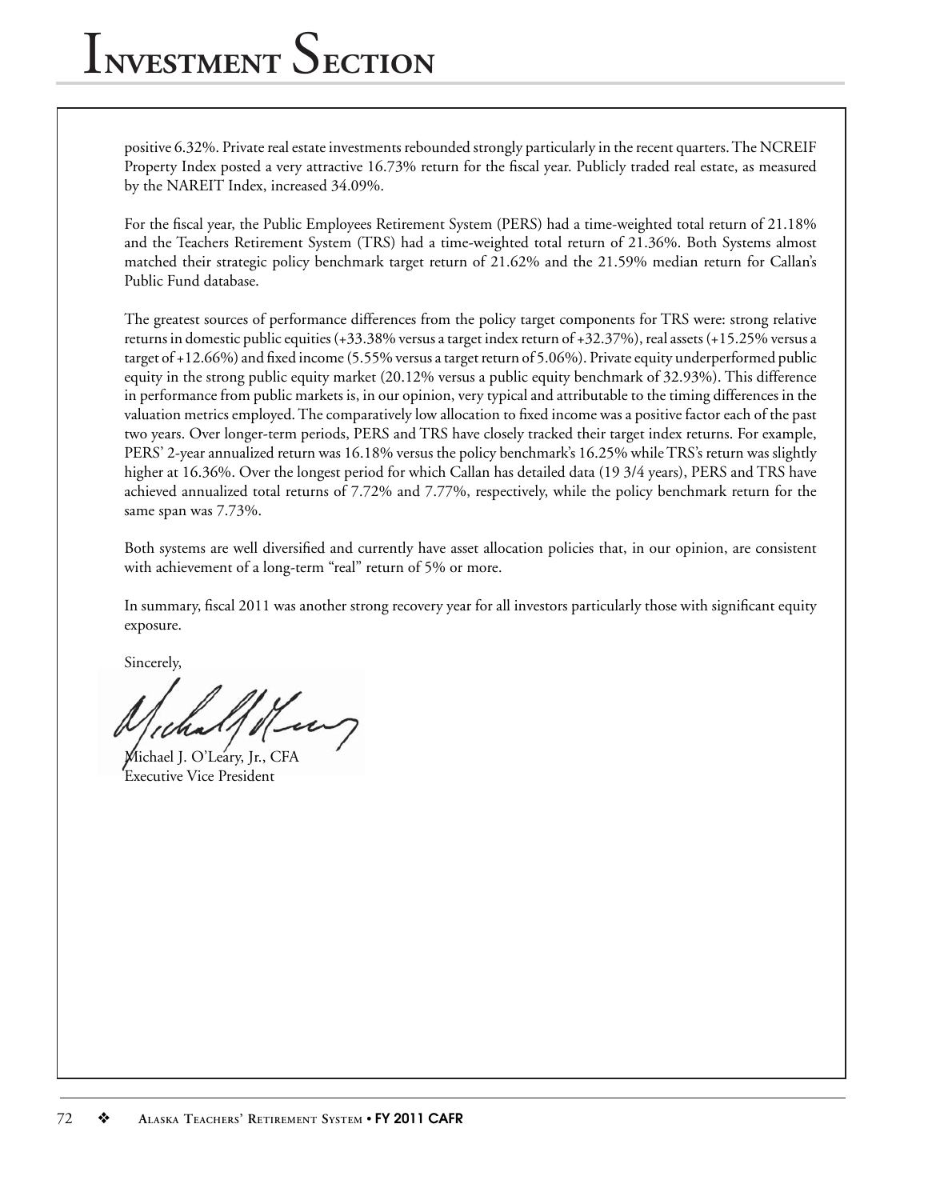positive 6.32%. Private real estate investments rebounded strongly particularly in the recent quarters. The NCREIF Property Index posted a very attractive 16.73% return for the fiscal year. Publicly traded real estate, as measured by the NAREIT Index, increased 34.09%.

For the fiscal year, the Public Employees Retirement System (PERS) had a time-weighted total return of 21.18% and the Teachers Retirement System (TRS) had a time-weighted total return of 21.36%. Both Systems almost matched their strategic policy benchmark target return of 21.62% and the 21.59% median return for Callan's Public Fund database.

The greatest sources of performance differences from the policy target components for TRS were: strong relative returns in domestic public equities (+33.38% versus a target index return of +32.37%), real assets (+15.25% versus a target of +12.66%) and fixed income (5.55% versus a target return of 5.06%). Private equity underperformed public equity in the strong public equity market (20.12% versus a public equity benchmark of 32.93%). This difference in performance from public markets is, in our opinion, very typical and attributable to the timing differences in the valuation metrics employed. The comparatively low allocation to fixed income was a positive factor each of the past two years. Over longer-term periods, PERS and TRS have closely tracked their target index returns. For example, PERS' 2-year annualized return was 16.18% versus the policy benchmark's 16.25% while TRS's return was slightly higher at 16.36%. Over the longest period for which Callan has detailed data (19 3/4 years), PERS and TRS have achieved annualized total returns of 7.72% and 7.77%, respectively, while the policy benchmark return for the same span was 7.73%.

Both systems are well diversified and currently have asset allocation policies that, in our opinion, are consistent with achievement of a long-term "real" return of 5% or more.

In summary, fiscal 2011 was another strong recovery year for all investors particularly those with significant equity exposure.

Sincerely,

Michael J. O'Leary, Jr., CFA
Executive Vice President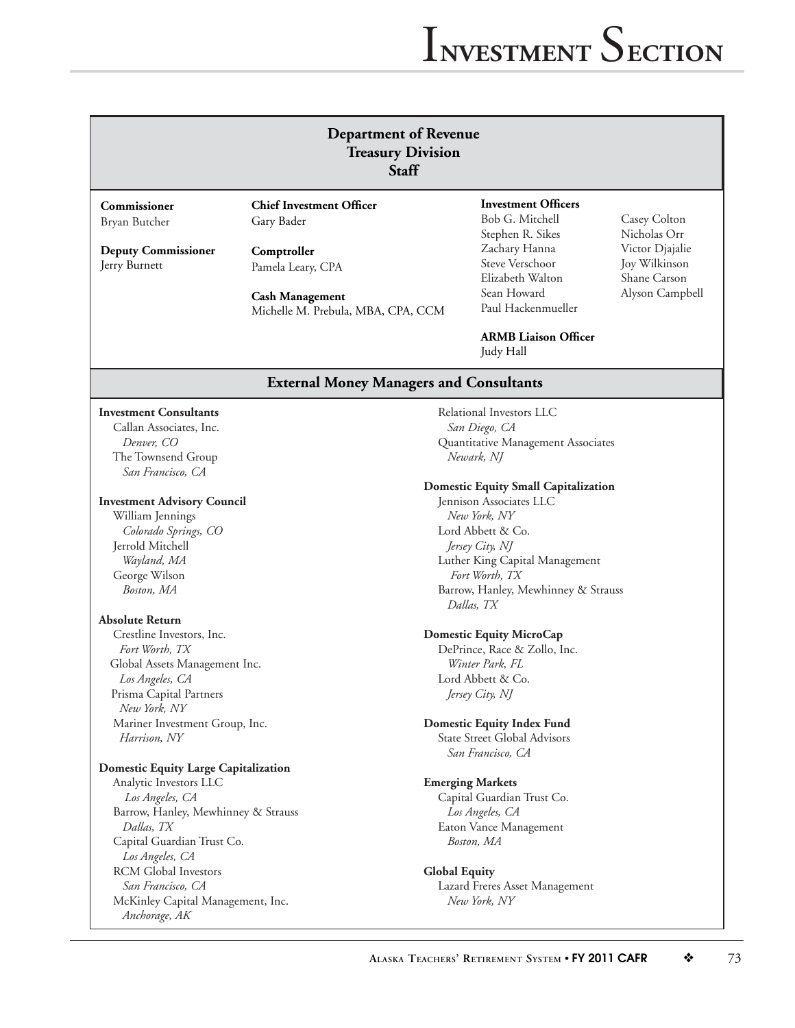# Investment Section

## Department of Revenue
## Treasury Division
## Staff

**Commissioner**
Bryan Butcher

**Deputy Commissioner**
Jerry Burnett

**Chief Investment Officer**
Gary Bader

**Comptroller**
Pamela Leary, CPA

**Cash Management**
Michelle M. Prebula, MBA, CPA, CCM

**Investment Officers**
Bob G. Mitchell
Stephen R. Sikes
Zachary Hanna
Steve Verschoor
Elizabeth Walton
Sean Howard
Paul Hackenmueller
Casey Colton
Nicholas Orr
Victor Djajalie
Joy Wilkinson
Shane Carson
Alyson Campbell

**ARMB Liaison Officer**
Judy Hall

## External Money Managers and Consultants

**Investment Consultants**
Callan Associates, Inc.
*Denver, CO*
The Townsend Group
*San Francisco, CA*

**Investment Advisory Council**
William Jennings
*Colorado Springs, CO*
Jerrold Mitchell
*Wayland, MA*
George Wilson
*Boston, MA*

**Absolute Return**
Crestline Investors, Inc.
*Fort Worth, TX*
Global Assets Management Inc.
*Los Angeles, CA*
Prisma Capital Partners
*New York, NY*
Mariner Investment Group, Inc.
*Harrison, NY*

**Domestic Equity Large Capitalization**
Analytic Investors LLC
*Los Angeles, CA*
Barrow, Hanley, Mewhinney & Strauss
*Dallas, TX*
Capital Guardian Trust Co.
*Los Angeles, CA*
RCM Global Investors
*San Francisco, CA*
McKinley Capital Management, Inc.
*Anchorage, AK*
Relational Investors LLC
*San Diego, CA*
Quantitative Management Associates
*Newark, NJ*

**Domestic Equity Small Capitalization**
Jennison Associates LLC
*New York, NY*
Lord Abbett & Co.
*Jersey City, NJ*
Luther King Capital Management
*Fort Worth, TX*
Barrow, Hanley, Mewhinney & Strauss
*Dallas, TX*

**Domestic Equity MicroCap**
DePrince, Race & Zollo, Inc.
*Winter Park, FL*
Lord Abbett & Co.
*Jersey City, NJ*

**Domestic Equity Index Fund**
State Street Global Advisors
*San Francisco, CA*

**Emerging Markets**
Capital Guardian Trust Co.
*Los Angeles, CA*
Eaton Vance Management
*Boston, MA*

**Global Equity**
Lazard Freres Asset Management
*New York, NY*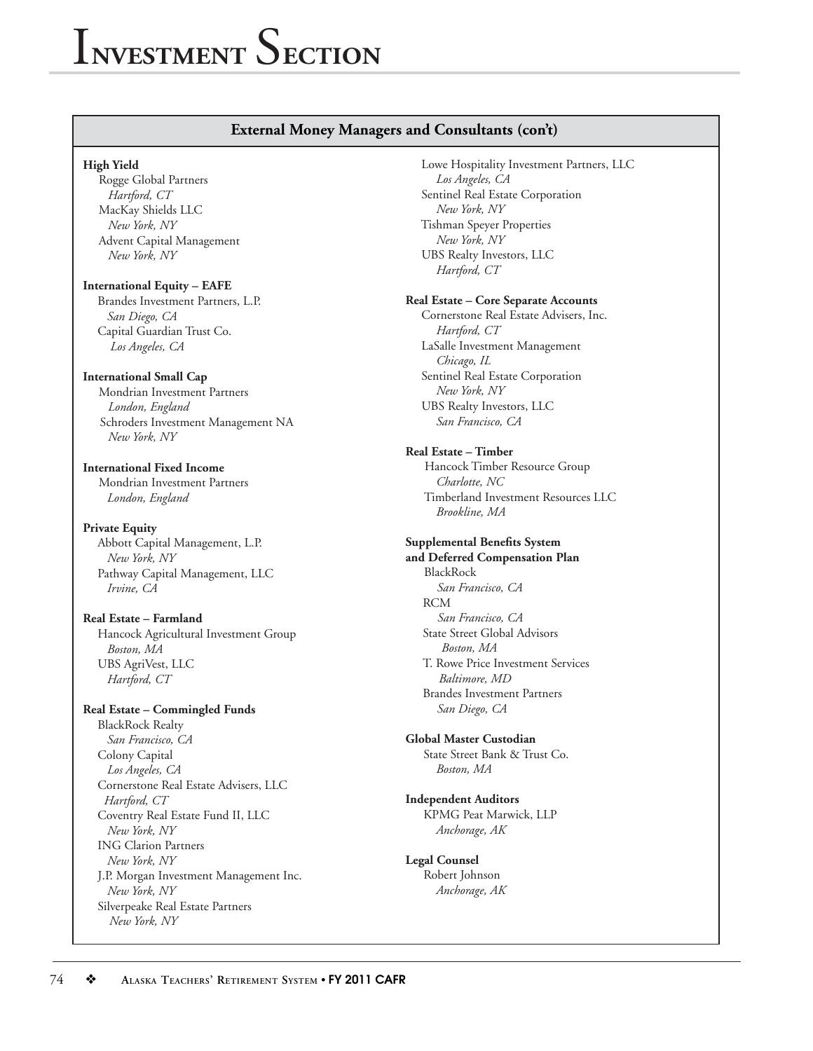## External Money Managers and Consultants (con't)

**High Yield**
Rogge Global Partners
*Hartford, CT*
MacKay Shields LLC
*New York, NY*
Advent Capital Management
*New York, NY*

**International Equity – EAFE**
Brandes Investment Partners, L.P.
*San Diego, CA*
Capital Guardian Trust Co.
*Los Angeles, CA*

**International Small Cap**
Mondrian Investment Partners
*London, England*
Schroders Investment Management NA
*New York, NY*

**International Fixed Income**
Mondrian Investment Partners
*London, England*

**Private Equity**
Abbott Capital Management, L.P.
*New York, NY*
Pathway Capital Management, LLC
*Irvine, CA*

**Real Estate – Farmland**
Hancock Agricultural Investment Group
*Boston, MA*
UBS AgriVest, LLC
*Hartford, CT*

**Real Estate – Commingled Funds**
BlackRock Realty
*San Francisco, CA*
Colony Capital
*Los Angeles, CA*
Cornerstone Real Estate Advisers, LLC
*Hartford, CT*
Coventry Real Estate Fund II, LLC
*New York, NY*
ING Clarion Partners
*New York, NY*
J.P. Morgan Investment Management Inc.
*New York, NY*
Silverpeake Real Estate Partners
*New York, NY*
Lowe Hospitality Investment Partners, LLC
*Los Angeles, CA*
Sentinel Real Estate Corporation
*New York, NY*
Tishman Speyer Properties
*New York, NY*
UBS Realty Investors, LLC
*Hartford, CT*

**Real Estate – Core Separate Accounts**
Cornerstone Real Estate Advisers, Inc.
*Hartford, CT*
LaSalle Investment Management
*Chicago, IL*
Sentinel Real Estate Corporation
*New York, NY*
UBS Realty Investors, LLC
*San Francisco, CA*

**Real Estate – Timber**
Hancock Timber Resource Group
*Charlotte, NC*
Timberland Investment Resources LLC
*Brookline, MA*

**Supplemental Benefits System and Deferred Compensation Plan**
BlackRock
*San Francisco, CA*
RCM
*San Francisco, CA*
State Street Global Advisors
*Boston, MA*
T. Rowe Price Investment Services
*Baltimore, MD*
Brandes Investment Partners
*San Diego, CA*

**Global Master Custodian**
State Street Bank & Trust Co.
*Boston, MA*

**Independent Auditors**
KPMG Peat Marwick, LLP
*Anchorage, AK*

**Legal Counsel**
Robert Johnson
*Anchorage, AK*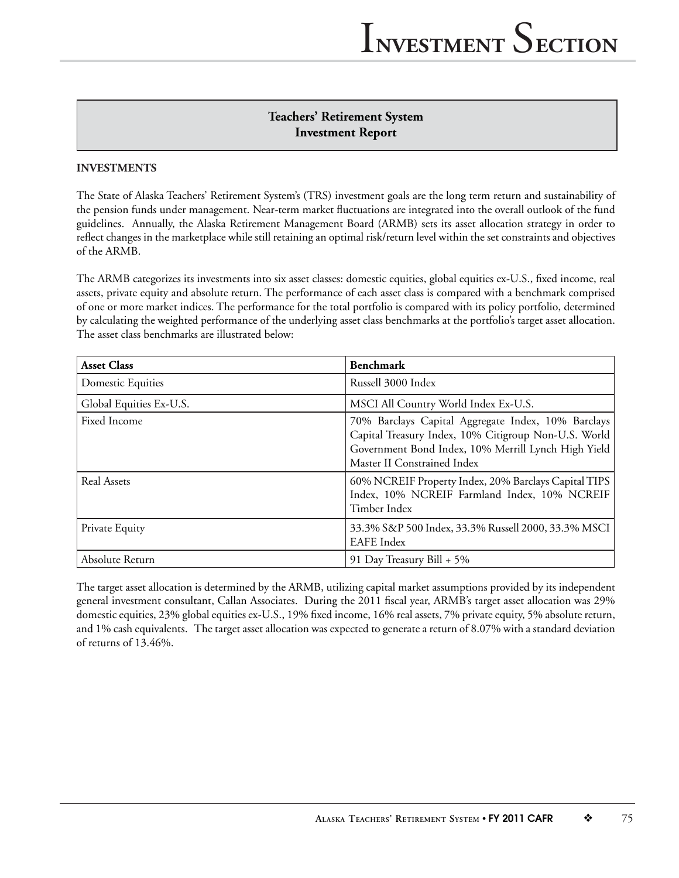## Teachers' Retirement System Investment Report

### INVESTMENTS

The State of Alaska Teachers' Retirement System's (TRS) investment goals are the long term return and sustainability of the pension funds under management. Near-term market fluctuations are integrated into the overall outlook of the fund guidelines. Annually, the Alaska Retirement Management Board (ARMB) sets its asset allocation strategy in order to reflect changes in the marketplace while still retaining an optimal risk/return level within the set constraints and objectives of the ARMB.

The ARMB categorizes its investments into six asset classes: domestic equities, global equities ex-U.S., fixed income, real assets, private equity and absolute return. The performance of each asset class is compared with a benchmark comprised of one or more market indices. The performance for the total portfolio is compared with its policy portfolio, determined by calculating the weighted performance of the underlying asset class benchmarks at the portfolio's target asset allocation. The asset class benchmarks are illustrated below:

| Asset Class | Benchmark |
|---|---|
| Domestic Equities | Russell 3000 Index |
| Global Equities Ex-U.S. | MSCI All Country World Index Ex-U.S. |
| Fixed Income | 70% Barclays Capital Aggregate Index, 10% Barclays Capital Treasury Index, 10% Citigroup Non-U.S. World Government Bond Index, 10% Merrill Lynch High Yield Master II Constrained Index |
| Real Assets | 60% NCREIF Property Index, 20% Barclays Capital TIPS Index, 10% NCREIF Farmland Index, 10% NCREIF Timber Index |
| Private Equity | 33.3% S&P 500 Index, 33.3% Russell 2000, 33.3% MSCI EAFE Index |
| Absolute Return | 91 Day Treasury Bill + 5% |

The target asset allocation is determined by the ARMB, utilizing capital market assumptions provided by its independent general investment consultant, Callan Associates. During the 2011 fiscal year, ARMB's target asset allocation was 29% domestic equities, 23% global equities ex-U.S., 19% fixed income, 16% real assets, 7% private equity, 5% absolute return, and 1% cash equivalents. The target asset allocation was expected to generate a return of 8.07% with a standard deviation of returns of 13.46%.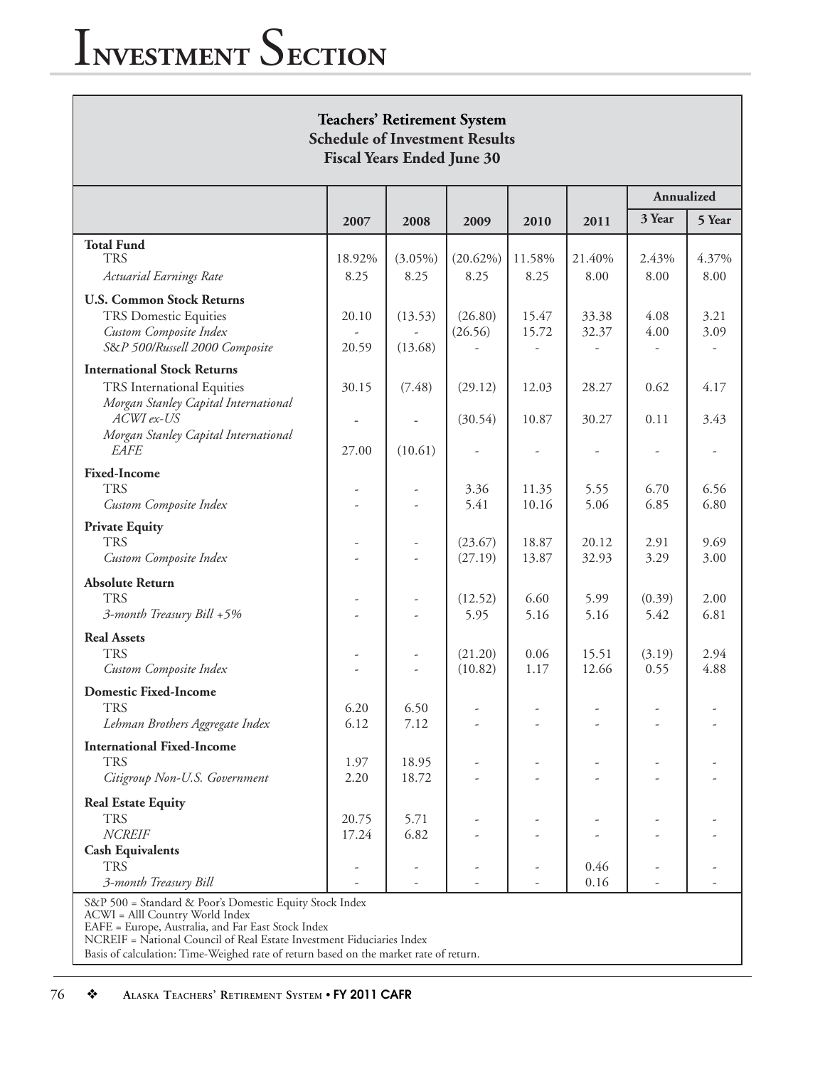# Investment Section

## Teachers' Retirement System
### Schedule of Investment Results
### Fiscal Years Ended June 30

| | 2007 | 2008 | 2009 | 2010 | 2011 | Annualized 3 Year | Annualized 5 Year |
|---|---|---|---|---|---|---|---|
| **Total Fund** | | | | | | | |
| TRS | 18.92% | (3.05%) | (20.62%) | 11.58% | 21.40% | 2.43% | 4.37% |
| *Actuarial Earnings Rate* | 8.25 | 8.25 | 8.25 | 8.25 | 8.00 | 8.00 | 8.00 |
| **U.S. Common Stock Returns** | | | | | | | |
| TRS Domestic Equities | 20.10 | (13.53) | (26.80) | 15.47 | 33.38 | 4.08 | 3.21 |
| *Custom Composite Index* | - | - | (26.56) | 15.72 | 32.37 | 4.00 | 3.09 |
| *S&P 500/Russell 2000 Composite* | 20.59 | (13.68) | - | - | - | - | - |
| **International Stock Returns** | | | | | | | |
| TRS International Equities | 30.15 | (7.48) | (29.12) | 12.03 | 28.27 | 0.62 | 4.17 |
| *Morgan Stanley Capital International ACWI ex-US* | - | - | (30.54) | 10.87 | 30.27 | 0.11 | 3.43 |
| *Morgan Stanley Capital International EAFE* | 27.00 | (10.61) | - | - | - | - | - |
| **Fixed-Income** | | | | | | | |
| TRS | - | - | 3.36 | 11.35 | 5.55 | 6.70 | 6.56 |
| *Custom Composite Index* | - | - | 5.41 | 10.16 | 5.06 | 6.85 | 6.80 |
| **Private Equity** | | | | | | | |
| TRS | - | - | (23.67) | 18.87 | 20.12 | 2.91 | 9.69 |
| *Custom Composite Index* | - | - | (27.19) | 13.87 | 32.93 | 3.29 | 3.00 |
| **Absolute Return** | | | | | | | |
| TRS | - | - | (12.52) | 6.60 | 5.99 | (0.39) | 2.00 |
| *3-month Treasury Bill +5%* | - | - | 5.95 | 5.16 | 5.16 | 5.42 | 6.81 |
| **Real Assets** | | | | | | | |
| TRS | - | - | (21.20) | 0.06 | 15.51 | (3.19) | 2.94 |
| *Custom Composite Index* | - | - | (10.82) | 1.17 | 12.66 | 0.55 | 4.88 |
| **Domestic Fixed-Income** | | | | | | | |
| TRS | 6.20 | 6.50 | - | - | - | - | - |
| *Lehman Brothers Aggregate Index* | 6.12 | 7.12 | - | - | - | - | - |
| **International Fixed-Income** | | | | | | | |
| TRS | 1.97 | 18.95 | - | - | - | - | - |
| *Citigroup Non-U.S. Government* | 2.20 | 18.72 | - | - | - | - | - |
| **Real Estate Equity** | | | | | | | |
| TRS | 20.75 | 5.71 | - | - | - | - | - |
| *NCREIF* | 17.24 | 6.82 | - | - | - | - | - |
| **Cash Equivalents** | | | | | | | |
| TRS | - | - | - | - | 0.46 | - | - |
| *3-month Treasury Bill* | - | - | - | - | 0.16 | - | - |

S&P 500 = Standard & Poor's Domestic Equity Stock Index
ACWI = Alll Country World Index
EAFE = Europe, Australia, and Far East Stock Index
NCREIF = National Council of Real Estate Investment Fiduciaries Index
Basis of calculation: Time-Weighed rate of return based on the market rate of return.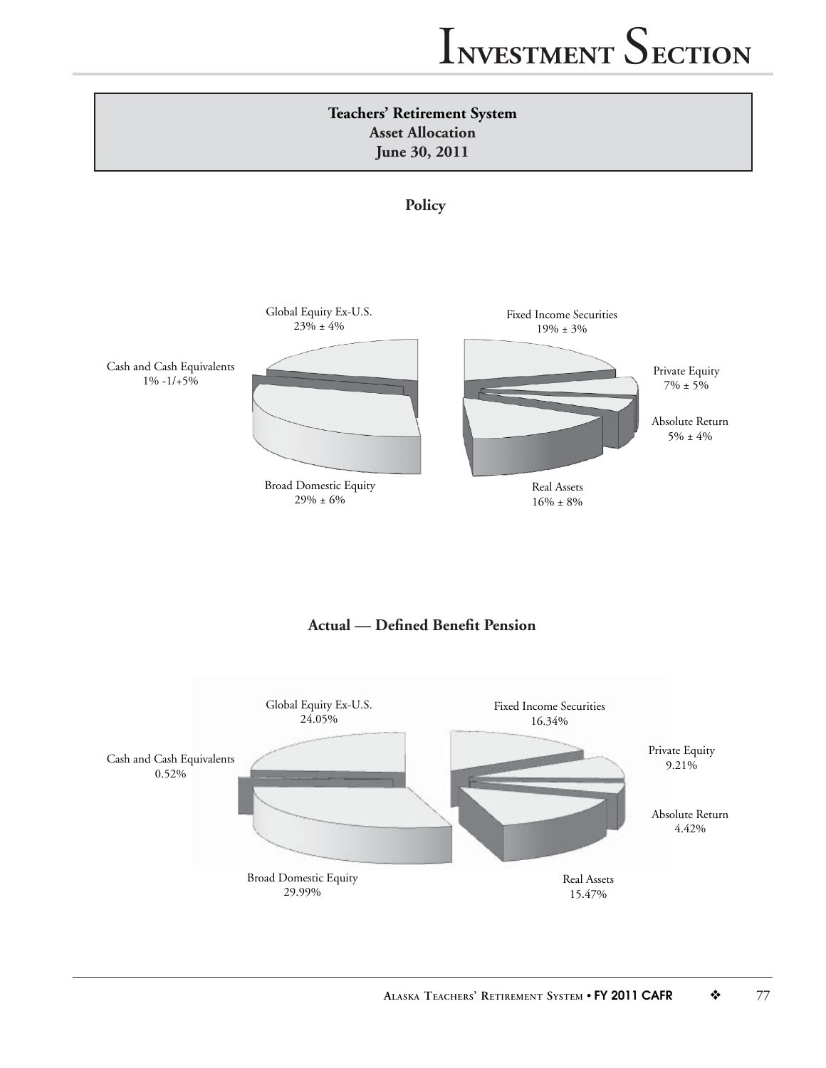## Teachers' Retirement System
## Asset Allocation
## June 30, 2011

### Policy

Global Equity Ex-U.S.
23% ± 4%

Fixed Income Securities
19% ± 3%

Cash and Cash Equivalents
1% -1/+5%

Private Equity
7% ± 5%

Absolute Return
5% ± 4%

Broad Domestic Equity
29% ± 6%

Real Assets
16% ± 8%

### Actual — Defined Benefit Pension

Global Equity Ex-U.S.
24.05%

Fixed Income Securities
16.34%

Cash and Cash Equivalents
0.52%

Private Equity
9.21%

Absolute Return
4.42%

Broad Domestic Equity
29.99%

Real Assets
15.47%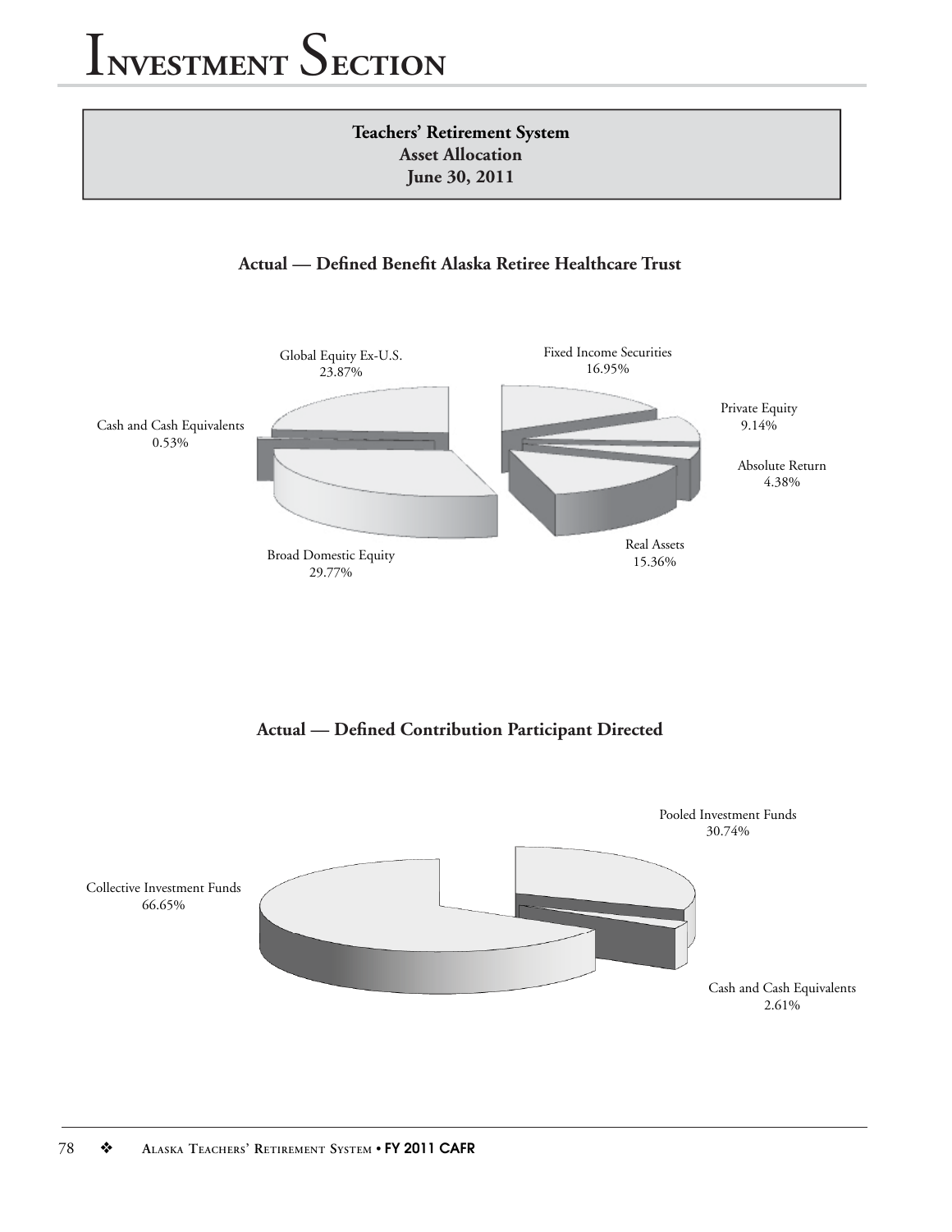# Investment Section

**Teachers' Retirement System**
**Asset Allocation**
**June 30, 2011**

### Actual — Defined Benefit Alaska Retiree Healthcare Trust

Global Equity Ex-U.S. 23.87%

Fixed Income Securities 16.95%

Private Equity 9.14%

Absolute Return 4.38%

Real Assets 15.36%

Broad Domestic Equity 29.77%

Cash and Cash Equivalents 0.53%

### Actual — Defined Contribution Participant Directed

Pooled Investment Funds 30.74%

Collective Investment Funds 66.65%

Cash and Cash Equivalents 2.61%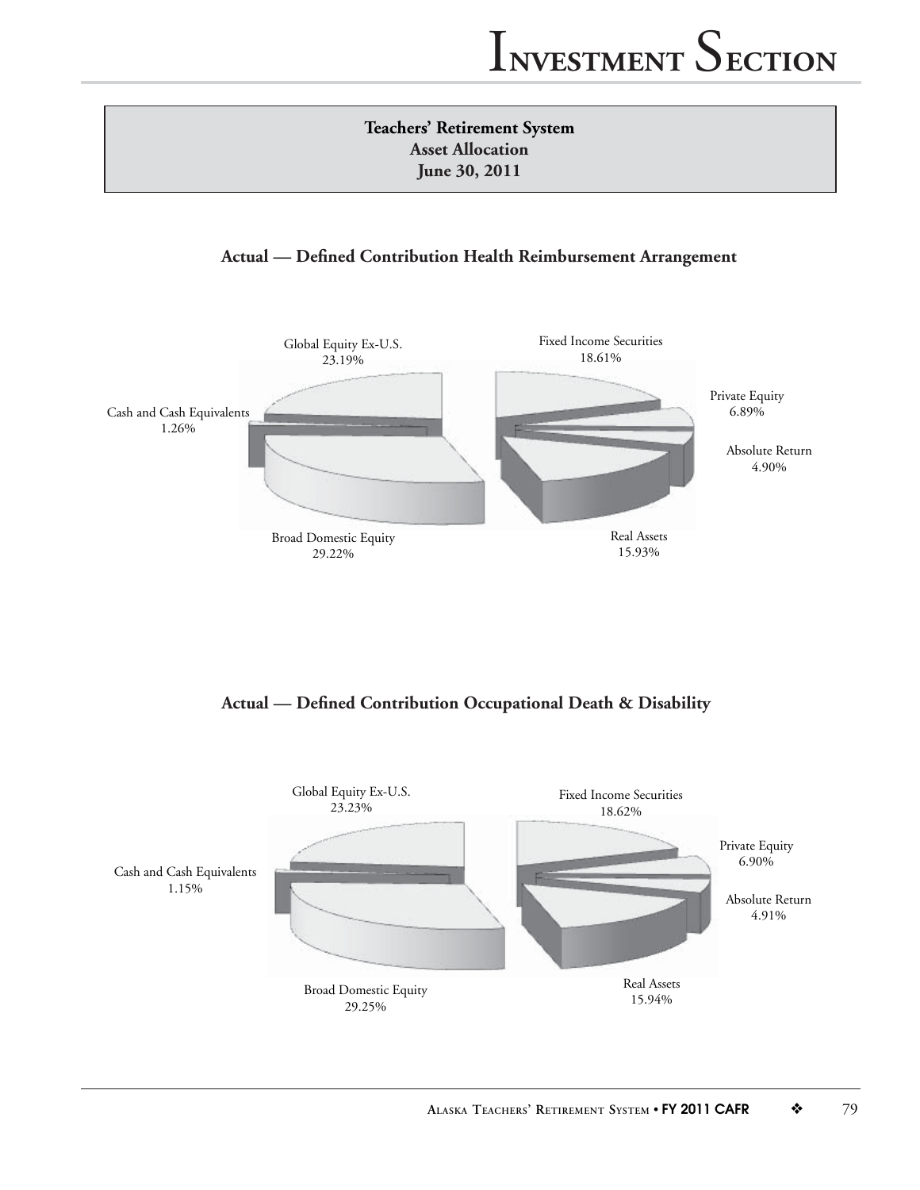**Teachers' Retirement System**
**Asset Allocation**
**June 30, 2011**

### Actual — Defined Contribution Health Reimbursement Arrangement

Global Equity Ex-U.S.
23.19%

Fixed Income Securities
18.61%

Private Equity
6.89%

Cash and Cash Equivalents
1.26%

Absolute Return
4.90%

Broad Domestic Equity
29.22%

Real Assets
15.93%

### Actual — Defined Contribution Occupational Death & Disability

Global Equity Ex-U.S.
23.23%

Fixed Income Securities
18.62%

Private Equity
6.90%

Cash and Cash Equivalents
1.15%

Absolute Return
4.91%

Broad Domestic Equity
29.25%

Real Assets
15.94%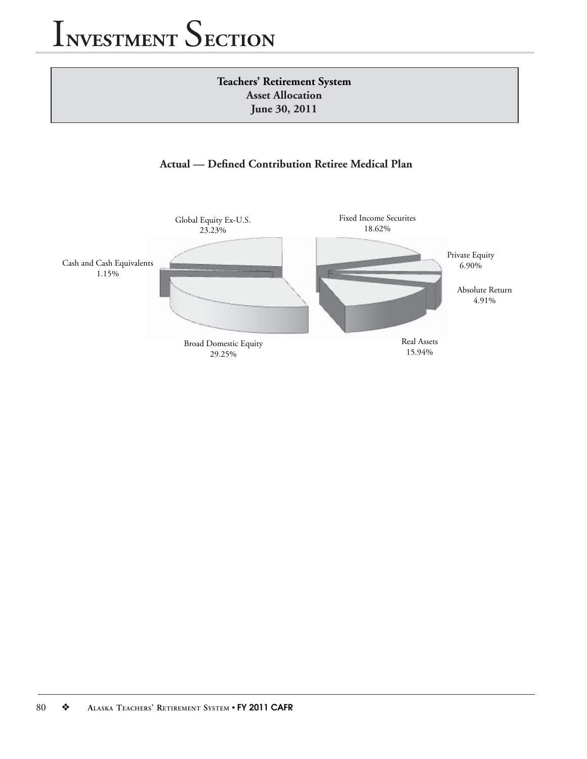# Investment Section

**Teachers' Retirement System**
**Asset Allocation**
**June 30, 2011**

### Actual — Defined Contribution Retiree Medical Plan

Global Equity Ex-U.S.
23.23%

Fixed Income Securites
18.62%

Private Equity
6.90%

Cash and Cash Equivalents
1.15%

Absolute Return
4.91%

Broad Domestic Equity
29.25%

Real Assets
15.94%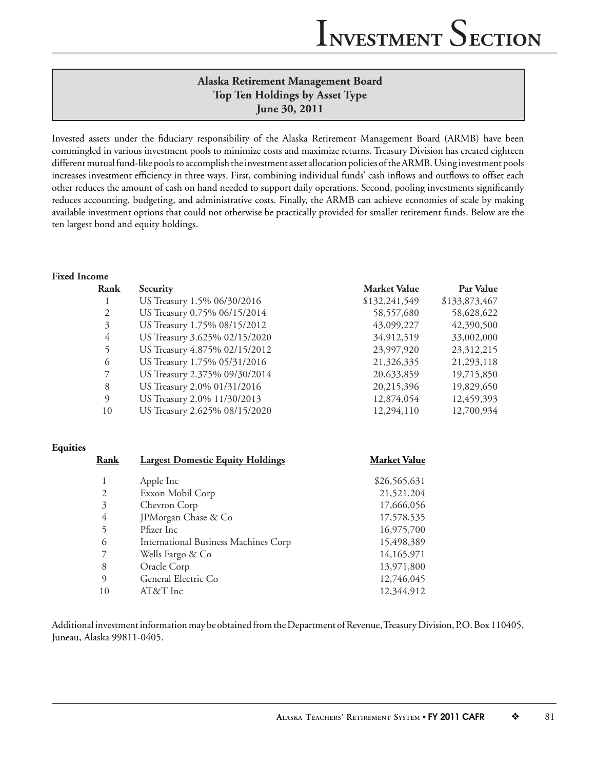## Alaska Retirement Management Board
## Top Ten Holdings by Asset Type
## June 30, 2011

Invested assets under the fiduciary responsibility of the Alaska Retirement Management Board (ARMB) have been commingled in various investment pools to minimize costs and maximize returns. Treasury Division has created eighteen different mutual fund-like pools to accomplish the investment asset allocation policies of the ARMB. Using investment pools increases investment efficiency in three ways. First, combining individual funds' cash inflows and outflows to offset each other reduces the amount of cash on hand needed to support daily operations. Second, pooling investments significantly reduces accounting, budgeting, and administrative costs. Finally, the ARMB can achieve economies of scale by making available investment options that could not otherwise be practically provided for smaller retirement funds. Below are the ten largest bond and equity holdings.

**Fixed Income**

| Rank | Security | Market Value | Par Value |
|---|---|---|---|
| 1 | US Treasury 1.5% 06/30/2016 | $132,241,549 | $133,873,467 |
| 2 | US Treasury 0.75% 06/15/2014 | 58,557,680 | 58,628,622 |
| 3 | US Treasury 1.75% 08/15/2012 | 43,099,227 | 42,390,500 |
| 4 | US Treasury 3.625% 02/15/2020 | 34,912,519 | 33,002,000 |
| 5 | US Treasury 4.875% 02/15/2012 | 23,997,920 | 23,312,215 |
| 6 | US Treasury 1.75% 05/31/2016 | 21,326,335 | 21,293,118 |
| 7 | US Treasury 2.375% 09/30/2014 | 20,633,859 | 19,715,850 |
| 8 | US Treasury 2.0% 01/31/2016 | 20,215,396 | 19,829,650 |
| 9 | US Treasury 2.0% 11/30/2013 | 12,874,054 | 12,459,393 |
| 10 | US Treasury 2.625% 08/15/2020 | 12,294,110 | 12,700,934 |

**Equities**

| Rank | Largest Domestic Equity Holdings | Market Value |
|---|---|---|
| 1 | Apple Inc | $26,565,631 |
| 2 | Exxon Mobil Corp | 21,521,204 |
| 3 | Chevron Corp | 17,666,056 |
| 4 | JPMorgan Chase & Co | 17,578,535 |
| 5 | Pfizer Inc | 16,975,700 |
| 6 | International Business Machines Corp | 15,498,389 |
| 7 | Wells Fargo & Co | 14,165,971 |
| 8 | Oracle Corp | 13,971,800 |
| 9 | General Electric Co | 12,746,045 |
| 10 | AT&T Inc | 12,344,912 |

Additional investment information may be obtained from the Department of Revenue, Treasury Division, P.O. Box 110405, Juneau, Alaska 99811-0405.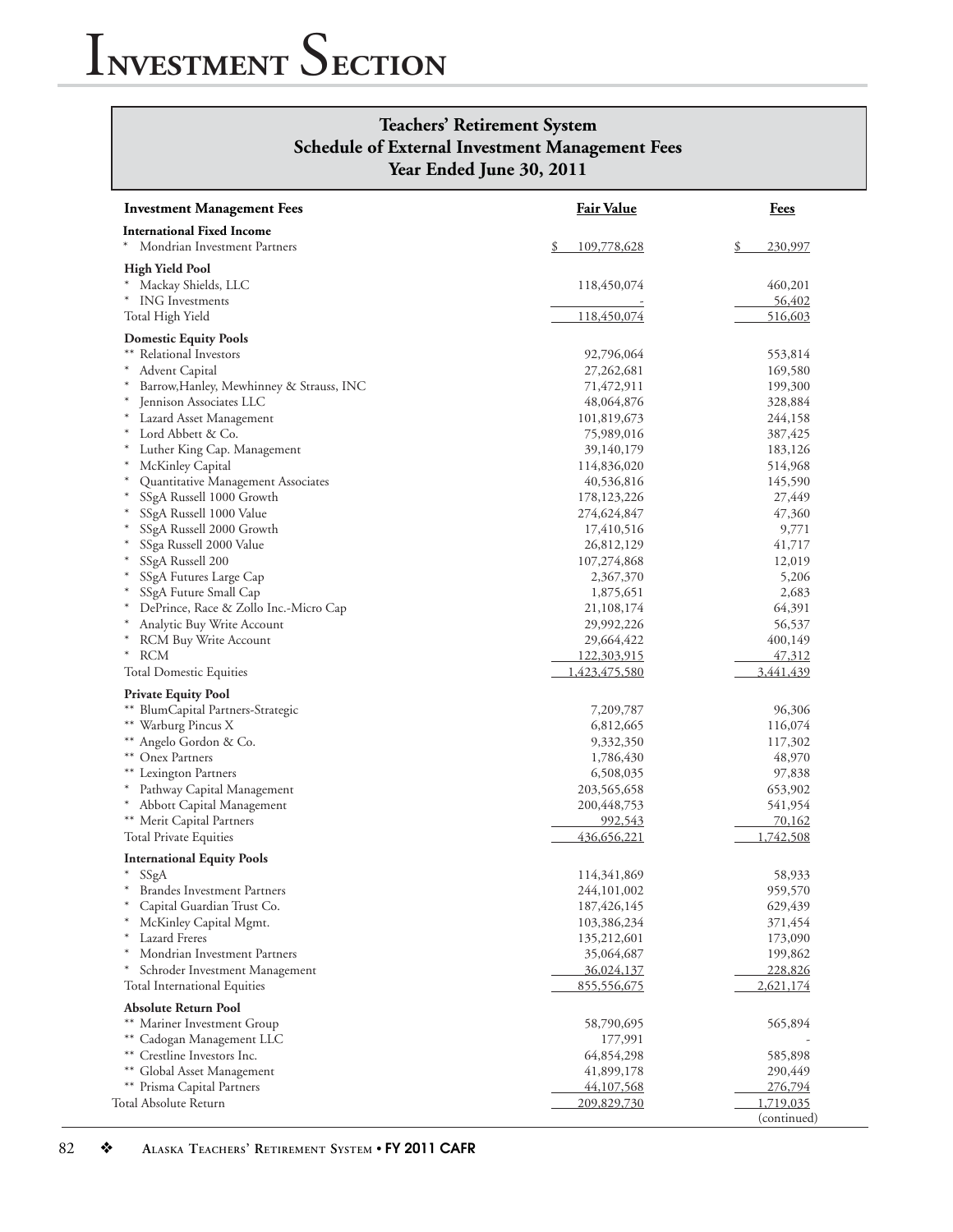## Teachers' Retirement System
## Schedule of External Investment Management Fees
## Year Ended June 30, 2011

| Investment Management Fees | Fair Value | Fees |
|---|---|---|
| **International Fixed Income** | | |
| * Mondrian Investment Partners | $ 109,778,628 | $ 230,997 |
| **High Yield Pool** | | |
| * Mackay Shields, LLC | 118,450,074 | 460,201 |
| * ING Investments | - | 56,402 |
| Total High Yield | 118,450,074 | 516,603 |
| **Domestic Equity Pools** | | |
| ** Relational Investors | 92,796,064 | 553,814 |
| * Advent Capital | 27,262,681 | 169,580 |
| * Barrow,Hanley, Mewhinney & Strauss, INC | 71,472,911 | 199,300 |
| * Jennison Associates LLC | 48,064,876 | 328,884 |
| * Lazard Asset Management | 101,819,673 | 244,158 |
| * Lord Abbett & Co. | 75,989,016 | 387,425 |
| * Luther King Cap. Management | 39,140,179 | 183,126 |
| * McKinley Capital | 114,836,020 | 514,968 |
| * Quantitative Management Associates | 40,536,816 | 145,590 |
| * SSgA Russell 1000 Growth | 178,123,226 | 27,449 |
| * SSgA Russell 1000 Value | 274,624,847 | 47,360 |
| * SSgA Russell 2000 Growth | 17,410,516 | 9,771 |
| * SSga Russell 2000 Value | 26,812,129 | 41,717 |
| * SSgA Russell 200 | 107,274,868 | 12,019 |
| * SSgA Futures Large Cap | 2,367,370 | 5,206 |
| * SSgA Future Small Cap | 1,875,651 | 2,683 |
| * DePrince, Race & Zollo Inc.-Micro Cap | 21,108,174 | 64,391 |
| * Analytic Buy Write Account | 29,992,226 | 56,537 |
| * RCM Buy Write Account | 29,664,422 | 400,149 |
| * RCM | 122,303,915 | 47,312 |
| Total Domestic Equities | 1,423,475,580 | 3,441,439 |
| **Private Equity Pool** | | |
| ** BlumCapital Partners-Strategic | 7,209,787 | 96,306 |
| ** Warburg Pincus X | 6,812,665 | 116,074 |
| ** Angelo Gordon & Co. | 9,332,350 | 117,302 |
| ** Onex Partners | 1,786,430 | 48,970 |
| ** Lexington Partners | 6,508,035 | 97,838 |
| * Pathway Capital Management | 203,565,658 | 653,902 |
| * Abbott Capital Management | 200,448,753 | 541,954 |
| ** Merit Capital Partners | 992,543 | 70,162 |
| Total Private Equities | 436,656,221 | 1,742,508 |
| **International Equity Pools** | | |
| * SSgA | 114,341,869 | 58,933 |
| * Brandes Investment Partners | 244,101,002 | 959,570 |
| * Capital Guardian Trust Co. | 187,426,145 | 629,439 |
| * McKinley Capital Mgmt. | 103,386,234 | 371,454 |
| * Lazard Freres | 135,212,601 | 173,090 |
| * Mondrian Investment Partners | 35,064,687 | 199,862 |
| * Schroder Investment Management | 36,024,137 | 228,826 |
| Total International Equities | 855,556,675 | 2,621,174 |
| **Absolute Return Pool** | | |
| ** Mariner Investment Group | 58,790,695 | 565,894 |
| ** Cadogan Management LLC | 177,991 | - |
| ** Crestline Investors Inc. | 64,854,298 | 585,898 |
| ** Global Asset Management | 41,899,178 | 290,449 |
| ** Prisma Capital Partners | 44,107,568 | 276,794 |
| Total Absolute Return | 209,829,730 | 1,719,035 |

(continued)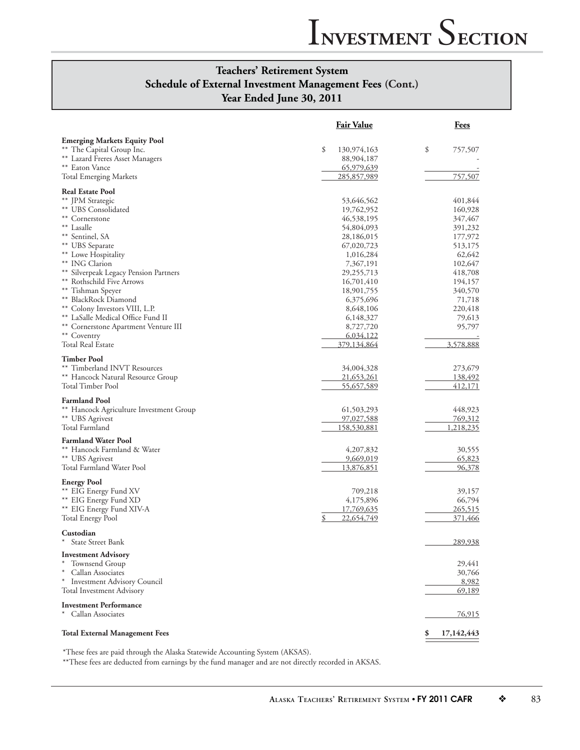## Teachers' Retirement System
## Schedule of External Investment Management Fees (Cont.)
## Year Ended June 30, 2011

| | Fair Value | Fees |
|---|---|---|
| **Emerging Markets Equity Pool** | | |
| ** The Capital Group Inc. | $ 130,974,163 | $ 757,507 |
| ** Lazard Freres Asset Managers | 88,904,187 | - |
| ** Eaton Vance | 65,979,639 | - |
| Total Emerging Markets | 285,857,989 | 757,507 |
| **Real Estate Pool** | | |
| ** JPM Strategic | 53,646,562 | 401,844 |
| ** UBS Consolidated | 19,762,952 | 160,928 |
| ** Cornerstone | 46,538,195 | 347,467 |
| ** Lasalle | 54,804,093 | 391,232 |
| ** Sentinel, SA | 28,186,015 | 177,972 |
| ** UBS Separate | 67,020,723 | 513,175 |
| ** Lowe Hospitality | 1,016,284 | 62,642 |
| ** ING Clarion | 7,367,191 | 102,647 |
| ** Silverpeak Legacy Pension Partners | 29,255,713 | 418,708 |
| ** Rothschild Five Arrows | 16,701,410 | 194,157 |
| ** Tishman Speyer | 18,901,755 | 340,570 |
| ** BlackRock Diamond | 6,375,696 | 71,718 |
| ** Colony Investors VIII, L.P. | 8,648,106 | 220,418 |
| ** LaSalle Medical Office Fund II | 6,148,327 | 79,613 |
| ** Cornerstone Apartment Venture III | 8,727,720 | 95,797 |
| ** Coventry | 6,034,122 | - |
| Total Real Estate | 379,134,864 | 3,578,888 |
| **Timber Pool** | | |
| ** Timberland INVT Resources | 34,004,328 | 273,679 |
| ** Hancock Natural Resource Group | 21,653,261 | 138,492 |
| Total Timber Pool | 55,657,589 | 412,171 |
| **Farmland Pool** | | |
| ** Hancock Agriculture Investment Group | 61,503,293 | 448,923 |
| ** UBS Agrivest | 97,027,588 | 769,312 |
| Total Farmland | 158,530,881 | 1,218,235 |
| **Farmland Water Pool** | | |
| ** Hancock Farmland & Water | 4,207,832 | 30,555 |
| ** UBS Agrivest | 9,669,019 | 65,823 |
| Total Farmland Water Pool | 13,876,851 | 96,378 |
| **Energy Pool** | | |
| ** EIG Energy Fund XV | 709,218 | 39,157 |
| ** EIG Energy Fund XD | 4,175,896 | 66,794 |
| ** EIG Energy Fund XIV-A | 17,769,635 | 265,515 |
| Total Energy Pool | $ 22,654,749 | 371,466 |
| **Custodian** | | |
| * State Street Bank | | 289,938 |
| **Investment Advisory** | | |
| * Townsend Group | | 29,441 |
| * Callan Associates | | 30,766 |
| * Investment Advisory Council | | 8,982 |
| Total Investment Advisory | | 69,189 |
| **Investment Performance** | | |
| * Callan Associates | | 76,915 |
| **Total External Management Fees** | | **$ 17,142,443** |

*These fees are paid through the Alaska Statewide Accounting System (AKSAS).

**These fees are deducted from earnings by the fund manager and are not directly recorded in AKSAS.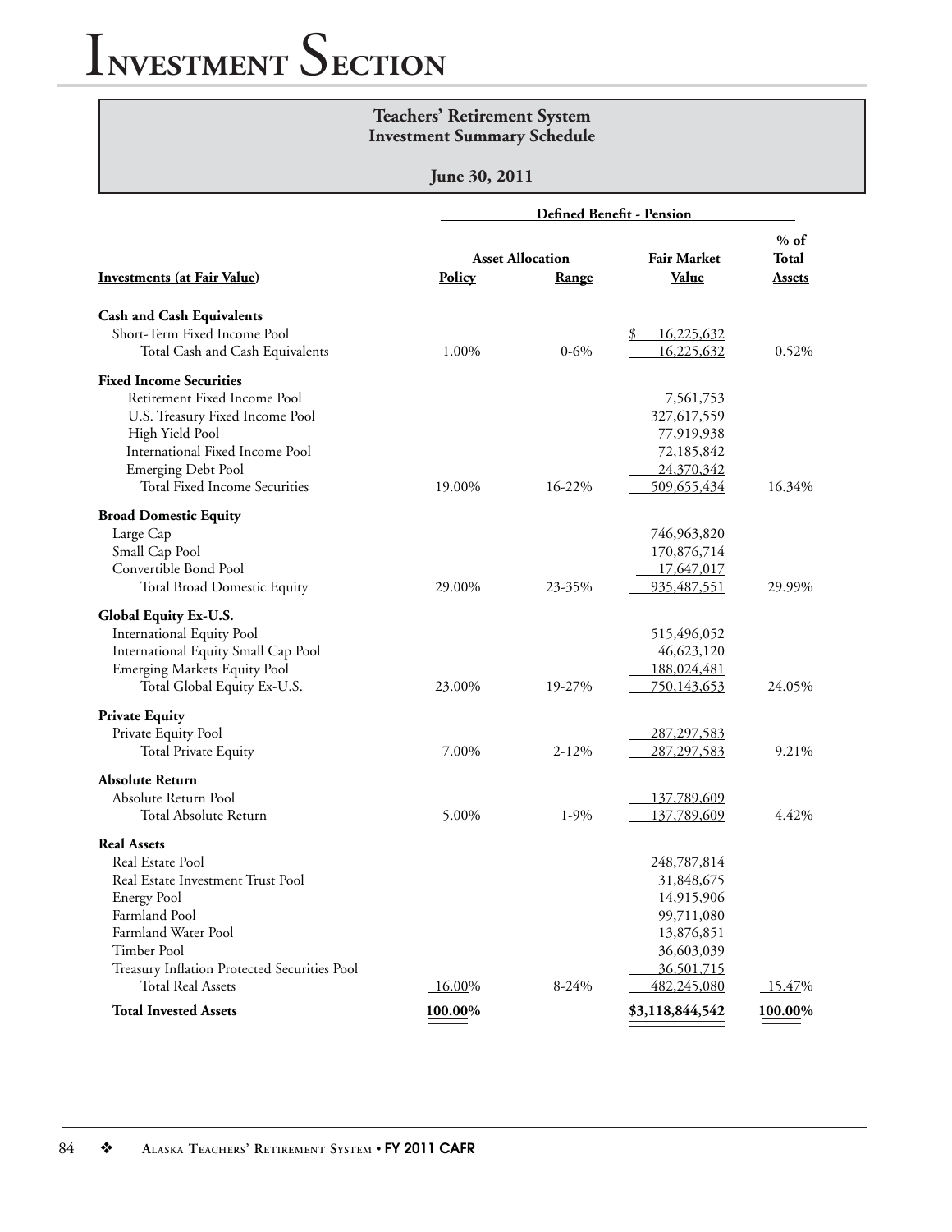# Investment Section

## Teachers' Retirement System
## Investment Summary Schedule

### June 30, 2011

| Investments (at Fair Value) | Defined Benefit - Pension | | | |
|---|---|---|---|---|
| | Asset Allocation Policy | Asset Allocation Range | Fair Market Value | % of Total Assets |
| **Cash and Cash Equivalents** | | | | |
| Short-Term Fixed Income Pool | | | $ 16,225,632 | |
| Total Cash and Cash Equivalents | 1.00% | 0-6% | 16,225,632 | 0.52% |
| **Fixed Income Securities** | | | | |
| Retirement Fixed Income Pool | | | 7,561,753 | |
| U.S. Treasury Fixed Income Pool | | | 327,617,559 | |
| High Yield Pool | | | 77,919,938 | |
| International Fixed Income Pool | | | 72,185,842 | |
| Emerging Debt Pool | | | 24,370,342 | |
| Total Fixed Income Securities | 19.00% | 16-22% | 509,655,434 | 16.34% |
| **Broad Domestic Equity** | | | | |
| Large Cap | | | 746,963,820 | |
| Small Cap Pool | | | 170,876,714 | |
| Convertible Bond Pool | | | 17,647,017 | |
| Total Broad Domestic Equity | 29.00% | 23-35% | 935,487,551 | 29.99% |
| **Global Equity Ex-U.S.** | | | | |
| International Equity Pool | | | 515,496,052 | |
| International Equity Small Cap Pool | | | 46,623,120 | |
| Emerging Markets Equity Pool | | | 188,024,481 | |
| Total Global Equity Ex-U.S. | 23.00% | 19-27% | 750,143,653 | 24.05% |
| **Private Equity** | | | | |
| Private Equity Pool | | | 287,297,583 | |
| Total Private Equity | 7.00% | 2-12% | 287,297,583 | 9.21% |
| **Absolute Return** | | | | |
| Absolute Return Pool | | | 137,789,609 | |
| Total Absolute Return | 5.00% | 1-9% | 137,789,609 | 4.42% |
| **Real Assets** | | | | |
| Real Estate Pool | | | 248,787,814 | |
| Real Estate Investment Trust Pool | | | 31,848,675 | |
| Energy Pool | | | 14,915,906 | |
| Farmland Pool | | | 99,711,080 | |
| Farmland Water Pool | | | 13,876,851 | |
| Timber Pool | | | 36,603,039 | |
| Treasury Inflation Protected Securities Pool | | | 36,501,715 | |
| Total Real Assets | 16.00% | 8-24% | 482,245,080 | 15.47% |
| **Total Invested Assets** | **100.00%** | | **$3,118,844,542** | **100.00%** |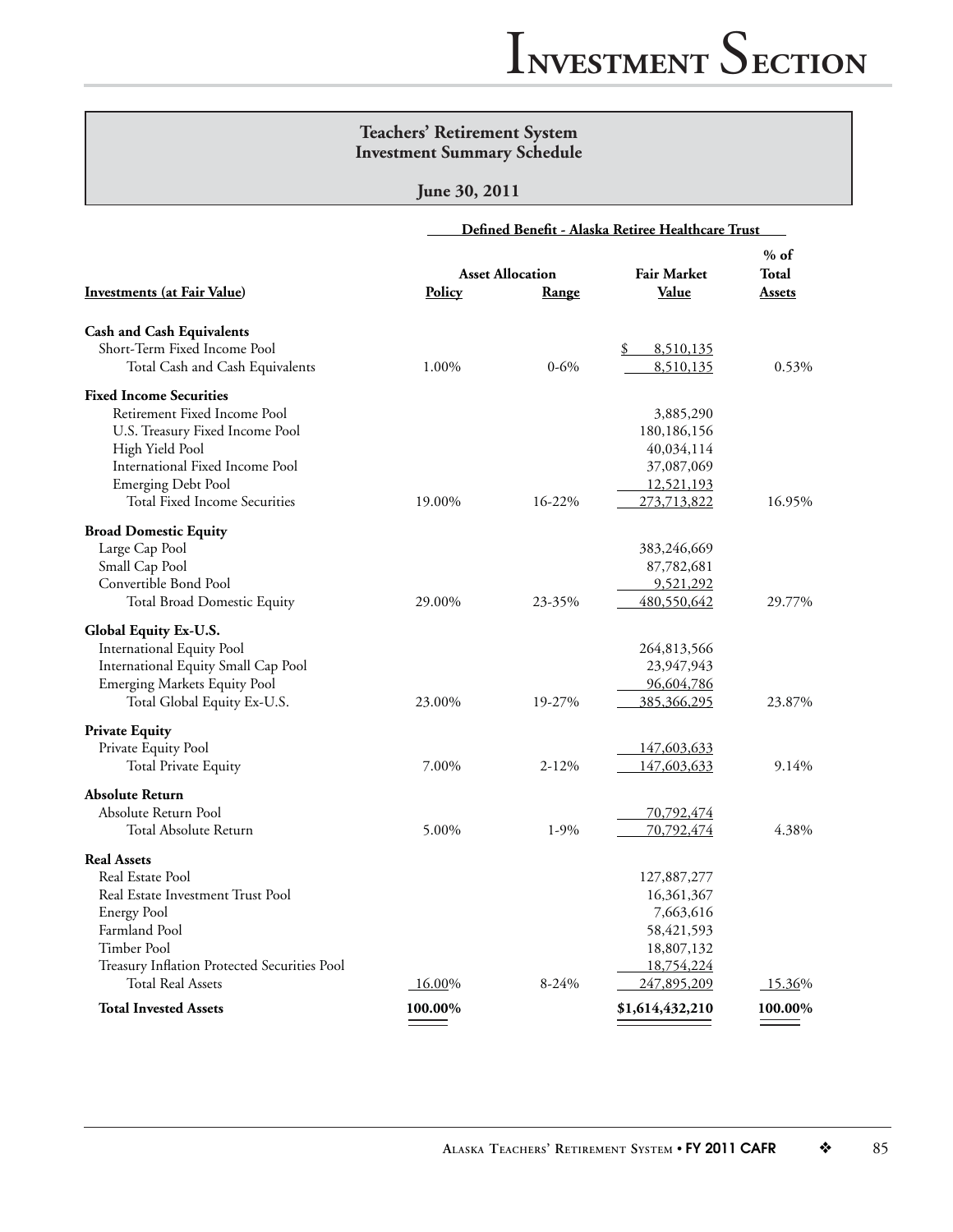## Teachers' Retirement System
## Investment Summary Schedule

**June 30, 2011**

| | Defined Benefit - Alaska Retiree Healthcare Trust | | | |
|---|---|---|---|---|
| | Asset Allocation | | | |
| **Investments (at Fair Value)** | **Policy** | **Range** | **Fair Market Value** | **% of Total Assets** |
| **Cash and Cash Equivalents** | | | | |
| Short-Term Fixed Income Pool | | | $ 8,510,135 | |
| Total Cash and Cash Equivalents | 1.00% | 0-6% | 8,510,135 | 0.53% |
| **Fixed Income Securities** | | | | |
| Retirement Fixed Income Pool | | | 3,885,290 | |
| U.S. Treasury Fixed Income Pool | | | 180,186,156 | |
| High Yield Pool | | | 40,034,114 | |
| International Fixed Income Pool | | | 37,087,069 | |
| Emerging Debt Pool | | | 12,521,193 | |
| Total Fixed Income Securities | 19.00% | 16-22% | 273,713,822 | 16.95% |
| **Broad Domestic Equity** | | | | |
| Large Cap Pool | | | 383,246,669 | |
| Small Cap Pool | | | 87,782,681 | |
| Convertible Bond Pool | | | 9,521,292 | |
| Total Broad Domestic Equity | 29.00% | 23-35% | 480,550,642 | 29.77% |
| **Global Equity Ex-U.S.** | | | | |
| International Equity Pool | | | 264,813,566 | |
| International Equity Small Cap Pool | | | 23,947,943 | |
| Emerging Markets Equity Pool | | | 96,604,786 | |
| Total Global Equity Ex-U.S. | 23.00% | 19-27% | 385,366,295 | 23.87% |
| **Private Equity** | | | | |
| Private Equity Pool | | | 147,603,633 | |
| Total Private Equity | 7.00% | 2-12% | 147,603,633 | 9.14% |
| **Absolute Return** | | | | |
| Absolute Return Pool | | | 70,792,474 | |
| Total Absolute Return | 5.00% | 1-9% | 70,792,474 | 4.38% |
| **Real Assets** | | | | |
| Real Estate Pool | | | 127,887,277 | |
| Real Estate Investment Trust Pool | | | 16,361,367 | |
| Energy Pool | | | 7,663,616 | |
| Farmland Pool | | | 58,421,593 | |
| Timber Pool | | | 18,807,132 | |
| Treasury Inflation Protected Securities Pool | | | 18,754,224 | |
| Total Real Assets | 16.00% | 8-24% | 247,895,209 | 15.36% |
| **Total Invested Assets** | **100.00%** | | **$1,614,432,210** | **100.00%** |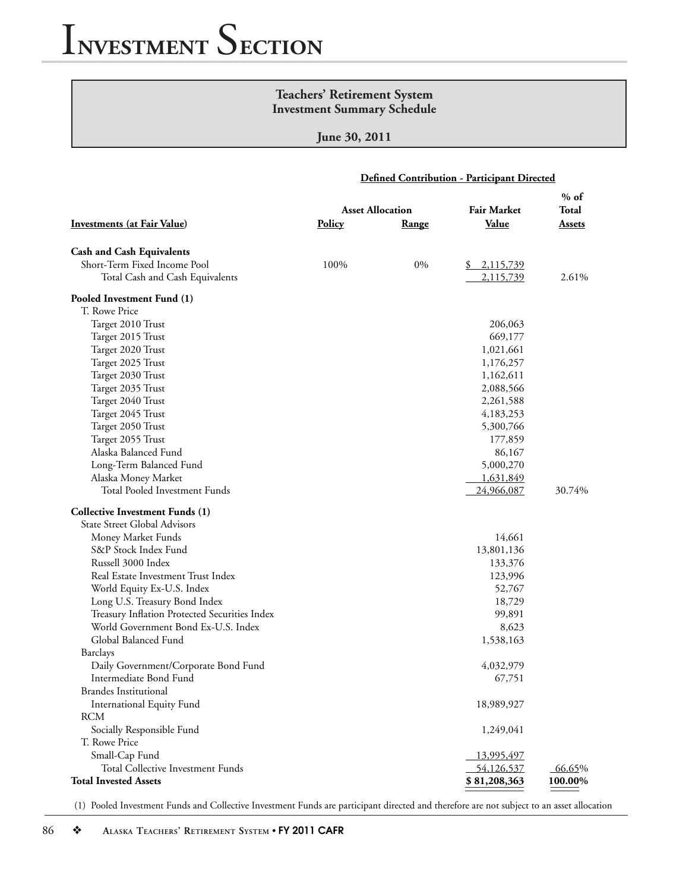# Investment Section

## Teachers' Retirement System
## Investment Summary Schedule

**June 30, 2011**

| Investments (at Fair Value) | Defined Contribution - Participant Directed | | | |
|---|---|---|---|---|
| | Asset Allocation | | Fair Market | % of Total |
| | Policy | Range | Value | Assets |
| **Cash and Cash Equivalents** | | | | |
| Short-Term Fixed Income Pool | 100% | 0% | $ 2,115,739 | |
| Total Cash and Cash Equivalents | | | 2,115,739 | 2.61% |
| **Pooled Investment Fund (1)** | | | | |
| T. Rowe Price | | | | |
| Target 2010 Trust | | | 206,063 | |
| Target 2015 Trust | | | 669,177 | |
| Target 2020 Trust | | | 1,021,661 | |
| Target 2025 Trust | | | 1,176,257 | |
| Target 2030 Trust | | | 1,162,611 | |
| Target 2035 Trust | | | 2,088,566 | |
| Target 2040 Trust | | | 2,261,588 | |
| Target 2045 Trust | | | 4,183,253 | |
| Target 2050 Trust | | | 5,300,766 | |
| Target 2055 Trust | | | 177,859 | |
| Alaska Balanced Fund | | | 86,167 | |
| Long-Term Balanced Fund | | | 5,000,270 | |
| Alaska Money Market | | | 1,631,849 | |
| Total Pooled Investment Funds | | | 24,966,087 | 30.74% |
| **Collective Investment Funds (1)** | | | | |
| State Street Global Advisors | | | | |
| Money Market Funds | | | 14,661 | |
| S&P Stock Index Fund | | | 13,801,136 | |
| Russell 3000 Index | | | 133,376 | |
| Real Estate Investment Trust Index | | | 123,996 | |
| World Equity Ex-U.S. Index | | | 52,767 | |
| Long U.S. Treasury Bond Index | | | 18,729 | |
| Treasury Inflation Protected Securities Index | | | 99,891 | |
| World Government Bond Ex-U.S. Index | | | 8,623 | |
| Global Balanced Fund | | | 1,538,163 | |
| Barclays | | | | |
| Daily Government/Corporate Bond Fund | | | 4,032,979 | |
| Intermediate Bond Fund | | | 67,751 | |
| Brandes Institutional | | | | |
| International Equity Fund | | | 18,989,927 | |
| RCM | | | | |
| Socially Responsible Fund | | | 1,249,041 | |
| T. Rowe Price | | | | |
| Small-Cap Fund | | | 13,995,497 | |
| Total Collective Investment Funds | | | 54,126,537 | 66.65% |
| **Total Invested Assets** | | | **$ 81,208,363** | **100.00%** |

(1) Pooled Investment Funds and Collective Investment Funds are participant directed and therefore are not subject to an asset allocation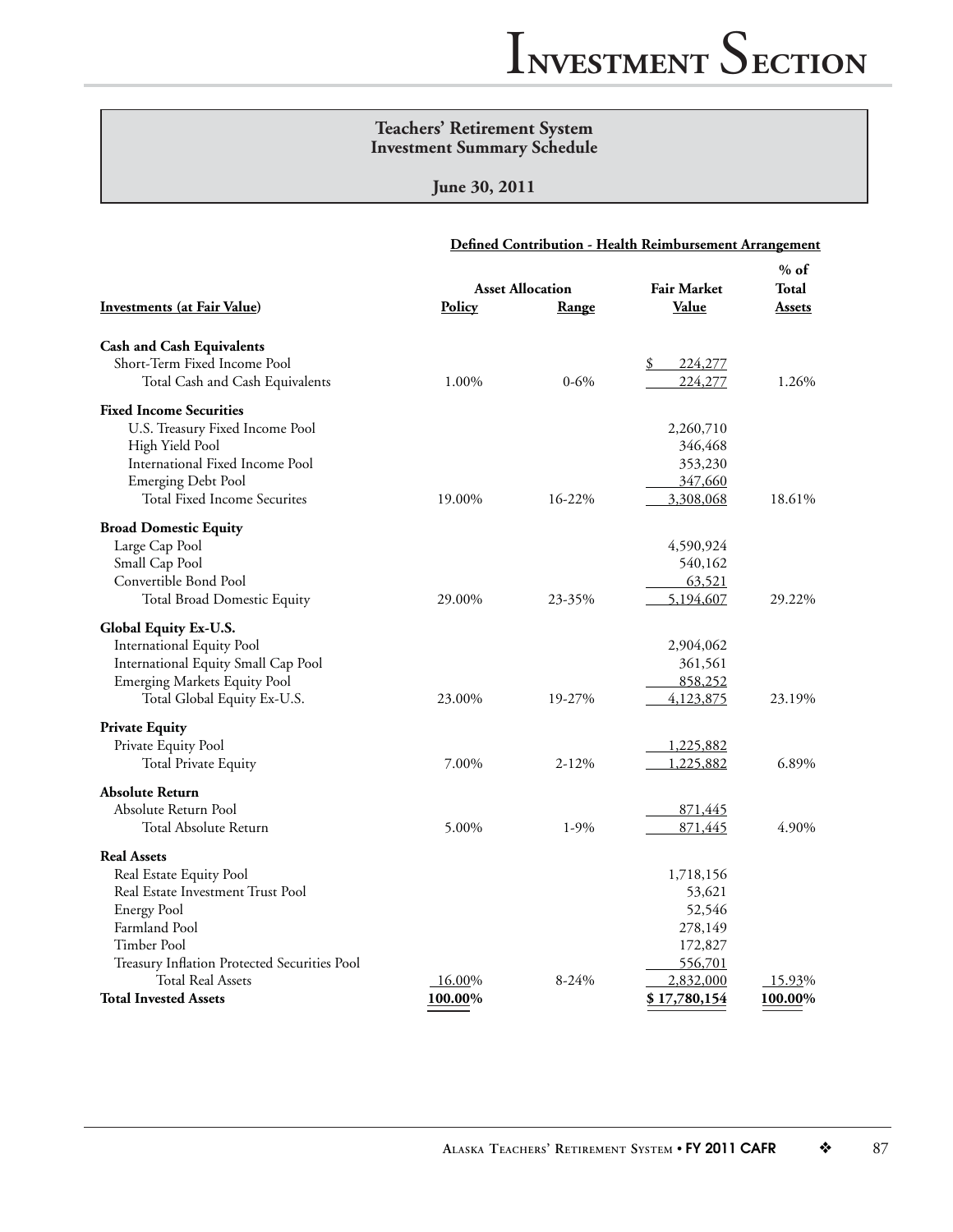## Teachers' Retirement System
## Investment Summary Schedule

**June 30, 2011**

**Defined Contribution - Health Reimbursement Arrangement**

| Investments (at Fair Value) | Asset Allocation Policy | Asset Allocation Range | Fair Market Value | % of Total Assets |
|---|---|---|---|---|
| **Cash and Cash Equivalents** | | | | |
| Short-Term Fixed Income Pool | | | $ 224,277 | |
| Total Cash and Cash Equivalents | 1.00% | 0-6% | 224,277 | 1.26% |
| **Fixed Income Securities** | | | | |
| U.S. Treasury Fixed Income Pool | | | 2,260,710 | |
| High Yield Pool | | | 346,468 | |
| International Fixed Income Pool | | | 353,230 | |
| Emerging Debt Pool | | | 347,660 | |
| Total Fixed Income Securites | 19.00% | 16-22% | 3,308,068 | 18.61% |
| **Broad Domestic Equity** | | | | |
| Large Cap Pool | | | 4,590,924 | |
| Small Cap Pool | | | 540,162 | |
| Convertible Bond Pool | | | 63,521 | |
| Total Broad Domestic Equity | 29.00% | 23-35% | 5,194,607 | 29.22% |
| **Global Equity Ex-U.S.** | | | | |
| International Equity Pool | | | 2,904,062 | |
| International Equity Small Cap Pool | | | 361,561 | |
| Emerging Markets Equity Pool | | | 858,252 | |
| Total Global Equity Ex-U.S. | 23.00% | 19-27% | 4,123,875 | 23.19% |
| **Private Equity** | | | | |
| Private Equity Pool | | | 1,225,882 | |
| Total Private Equity | 7.00% | 2-12% | 1,225,882 | 6.89% |
| **Absolute Return** | | | | |
| Absolute Return Pool | | | 871,445 | |
| Total Absolute Return | 5.00% | 1-9% | 871,445 | 4.90% |
| **Real Assets** | | | | |
| Real Estate Equity Pool | | | 1,718,156 | |
| Real Estate Investment Trust Pool | | | 53,621 | |
| Energy Pool | | | 52,546 | |
| Farmland Pool | | | 278,149 | |
| Timber Pool | | | 172,827 | |
| Treasury Inflation Protected Securities Pool | | | 556,701 | |
| Total Real Assets | 16.00% | 8-24% | 2,832,000 | 15.93% |
| **Total Invested Assets** | **100.00%** | | **$ 17,780,154** | **100.00%** |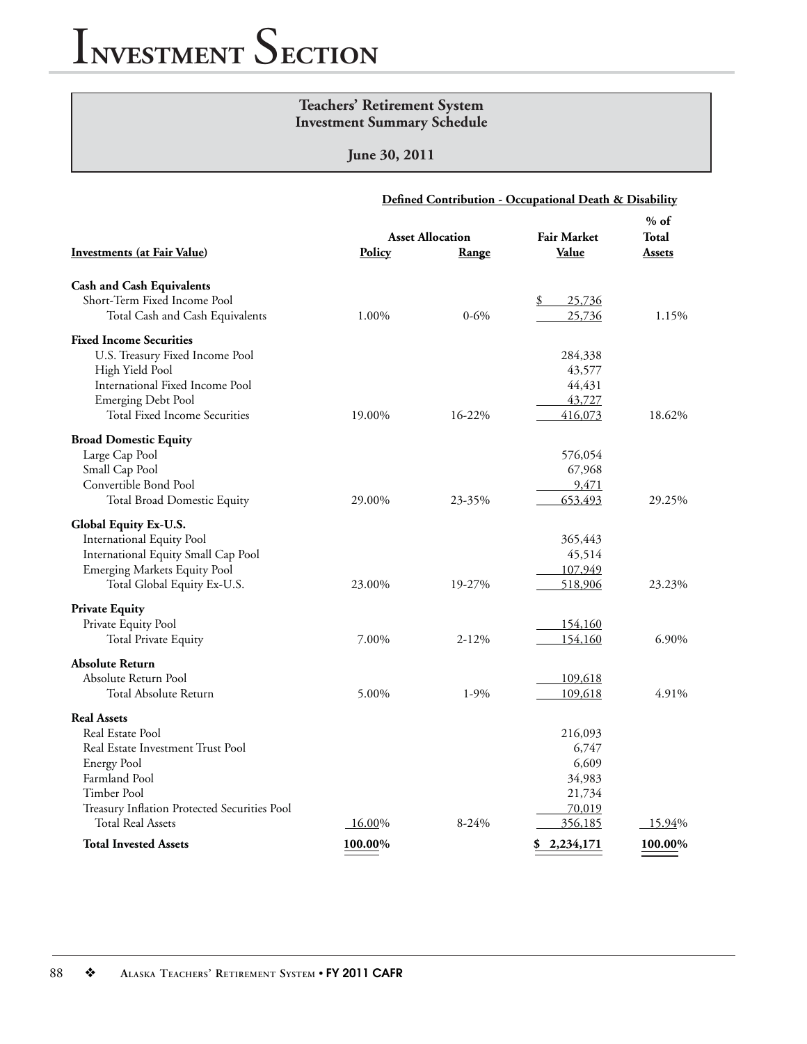# Investment Section

## Teachers' Retirement System
## Investment Summary Schedule

### June 30, 2011

**Defined Contribution - Occupational Death & Disability**

| Investments (at Fair Value) | Asset Allocation Policy | Asset Allocation Range | Fair Market Value | % of Total Assets |
|---|---|---|---|---|
| **Cash and Cash Equivalents** | | | | |
| Short-Term Fixed Income Pool | | | $ 25,736 | |
| Total Cash and Cash Equivalents | 1.00% | 0-6% | 25,736 | 1.15% |
| **Fixed Income Securities** | | | | |
| U.S. Treasury Fixed Income Pool | | | 284,338 | |
| High Yield Pool | | | 43,577 | |
| International Fixed Income Pool | | | 44,431 | |
| Emerging Debt Pool | | | 43,727 | |
| Total Fixed Income Securities | 19.00% | 16-22% | 416,073 | 18.62% |
| **Broad Domestic Equity** | | | | |
| Large Cap Pool | | | 576,054 | |
| Small Cap Pool | | | 67,968 | |
| Convertible Bond Pool | | | 9,471 | |
| Total Broad Domestic Equity | 29.00% | 23-35% | 653,493 | 29.25% |
| **Global Equity Ex-U.S.** | | | | |
| International Equity Pool | | | 365,443 | |
| International Equity Small Cap Pool | | | 45,514 | |
| Emerging Markets Equity Pool | | | 107,949 | |
| Total Global Equity Ex-U.S. | 23.00% | 19-27% | 518,906 | 23.23% |
| **Private Equity** | | | | |
| Private Equity Pool | | | 154,160 | |
| Total Private Equity | 7.00% | 2-12% | 154,160 | 6.90% |
| **Absolute Return** | | | | |
| Absolute Return Pool | | | 109,618 | |
| Total Absolute Return | 5.00% | 1-9% | 109,618 | 4.91% |
| **Real Assets** | | | | |
| Real Estate Pool | | | 216,093 | |
| Real Estate Investment Trust Pool | | | 6,747 | |
| Energy Pool | | | 6,609 | |
| Farmland Pool | | | 34,983 | |
| Timber Pool | | | 21,734 | |
| Treasury Inflation Protected Securities Pool | | | 70,019 | |
| Total Real Assets | 16.00% | 8-24% | 356,185 | 15.94% |
| **Total Invested Assets** | **100.00%** | | **$ 2,234,171** | **100.00%** |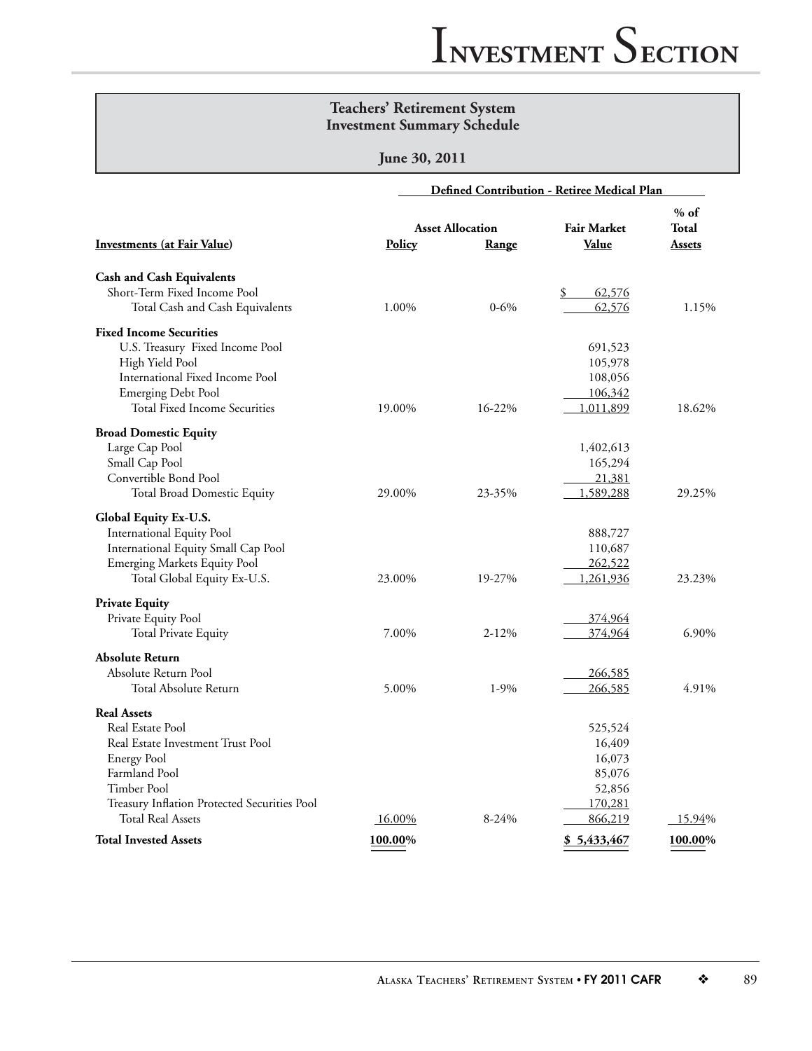## Teachers' Retirement System
## Investment Summary Schedule

**June 30, 2011**

| | Defined Contribution - Retiree Medical Plan | | | |
|---|---|---|---|---|
| | Asset Allocation | | | |
| **Investments (at Fair Value)** | **Policy** | **Range** | **Fair Market Value** | **% of Total Assets** |
| **Cash and Cash Equivalents** | | | | |
| Short-Term Fixed Income Pool | | | $ 62,576 | |
| Total Cash and Cash Equivalents | 1.00% | 0-6% | 62,576 | 1.15% |
| **Fixed Income Securities** | | | | |
| U.S. Treasury Fixed Income Pool | | | 691,523 | |
| High Yield Pool | | | 105,978 | |
| International Fixed Income Pool | | | 108,056 | |
| Emerging Debt Pool | | | 106,342 | |
| Total Fixed Income Securities | 19.00% | 16-22% | 1,011,899 | 18.62% |
| **Broad Domestic Equity** | | | | |
| Large Cap Pool | | | 1,402,613 | |
| Small Cap Pool | | | 165,294 | |
| Convertible Bond Pool | | | 21,381 | |
| Total Broad Domestic Equity | 29.00% | 23-35% | 1,589,288 | 29.25% |
| **Global Equity Ex-U.S.** | | | | |
| International Equity Pool | | | 888,727 | |
| International Equity Small Cap Pool | | | 110,687 | |
| Emerging Markets Equity Pool | | | 262,522 | |
| Total Global Equity Ex-U.S. | 23.00% | 19-27% | 1,261,936 | 23.23% |
| **Private Equity** | | | | |
| Private Equity Pool | | | 374,964 | |
| Total Private Equity | 7.00% | 2-12% | 374,964 | 6.90% |
| **Absolute Return** | | | | |
| Absolute Return Pool | | | 266,585 | |
| Total Absolute Return | 5.00% | 1-9% | 266,585 | 4.91% |
| **Real Assets** | | | | |
| Real Estate Pool | | | 525,524 | |
| Real Estate Investment Trust Pool | | | 16,409 | |
| Energy Pool | | | 16,073 | |
| Farmland Pool | | | 85,076 | |
| Timber Pool | | | 52,856 | |
| Treasury Inflation Protected Securities Pool | | | 170,281 | |
| Total Real Assets | 16.00% | 8-24% | 866,219 | 15.94% |
| **Total Invested Assets** | **100.00%** | | **$ 5,433,467** | **100.00%** |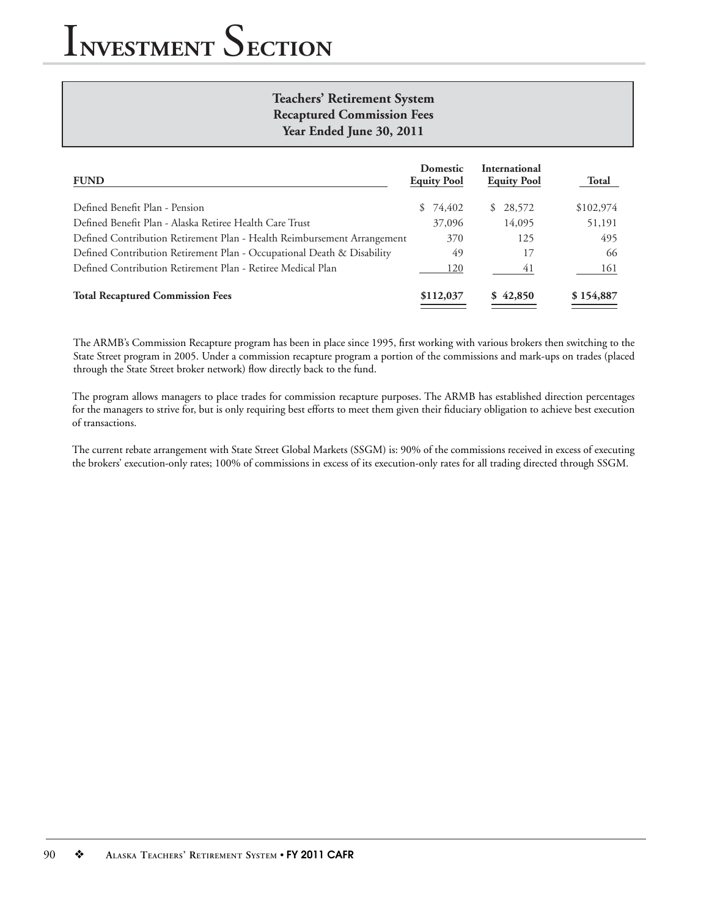# Investment Section

## Teachers' Retirement System
## Recaptured Commission Fees
## Year Ended June 30, 2011

| FUND | Domestic Equity Pool | International Equity Pool | Total |
|---|---|---|---|
| Defined Benefit Plan - Pension | $ 74,402 | $ 28,572 | $102,974 |
| Defined Benefit Plan - Alaska Retiree Health Care Trust | 37,096 | 14,095 | 51,191 |
| Defined Contribution Retirement Plan - Health Reimbursement Arrangement | 370 | 125 | 495 |
| Defined Contribution Retirement Plan - Occupational Death & Disability | 49 | 17 | 66 |
| Defined Contribution Retirement Plan - Retiree Medical Plan | 120 | 41 | 161 |
| **Total Recaptured Commission Fees** | **$112,037** | **$ 42,850** | **$ 154,887** |

The ARMB's Commission Recapture program has been in place since 1995, first working with various brokers then switching to the State Street program in 2005. Under a commission recapture program a portion of the commissions and mark-ups on trades (placed through the State Street broker network) flow directly back to the fund.

The program allows managers to place trades for commission recapture purposes. The ARMB has established direction percentages for the managers to strive for, but is only requiring best efforts to meet them given their fiduciary obligation to achieve best execution of transactions.

The current rebate arrangement with State Street Global Markets (SSGM) is: 90% of the commissions received in excess of executing the brokers' execution-only rates; 100% of commissions in excess of its execution-only rates for all trading directed through SSGM.